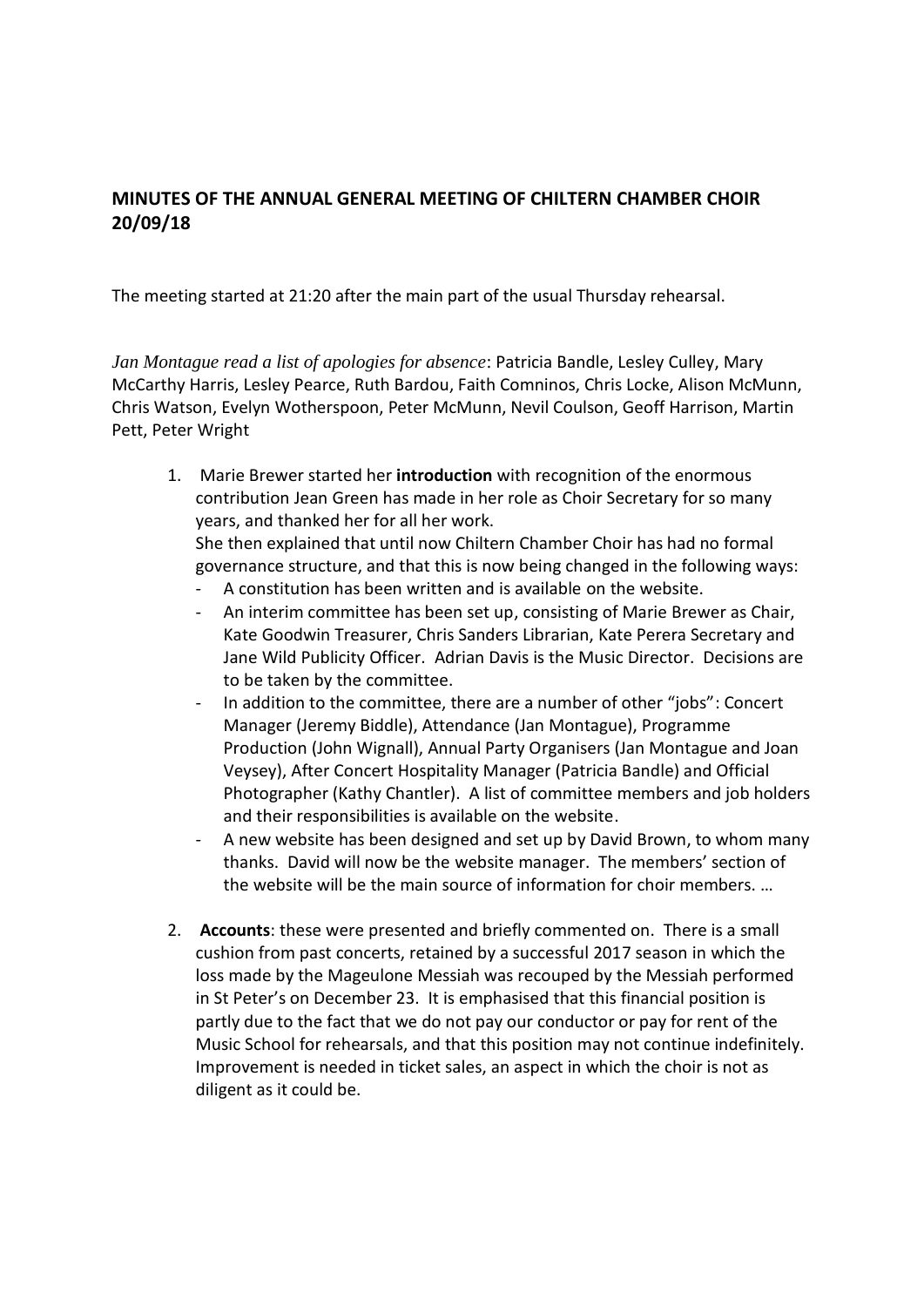**MINUTES OF THE ANNUAL GENERAL MEETING OF CHILTERN CHAMBER CHOIR 20/09/18**

The meeting started at 21:20 after the main part of the usual Thursday rehearsal.

*Jan Montague read a list of apologies for absence*: Patricia Bandle, Lesley Culley, Mary McCarthy Harris, Lesley Pearce, Ruth Bardou, Faith Comninos, Chris Locke, Alison McMunn, Chris Watson, Evelyn Wotherspoon, Peter McMunn, Nevil Coulson, Geoff Harrison, Martin Pett, Peter Wright

1. Marie Brewer started her **introduction** with recognition of the enormous contribution Jean Green has made in her role as Choir Secretary for so many years, and thanked her for all her work.
   She then explained that until now Chiltern Chamber Choir has had no formal governance structure, and that this is now being changed in the following ways:
   - A constitution has been written and is available on the website.
   - An interim committee has been set up, consisting of Marie Brewer as Chair, Kate Goodwin Treasurer, Chris Sanders Librarian, Kate Perera Secretary and Jane Wild Publicity Officer. Adrian Davis is the Music Director. Decisions are to be taken by the committee.
   - In addition to the committee, there are a number of other "jobs": Concert Manager (Jeremy Biddle), Attendance (Jan Montague), Programme Production (John Wignall), Annual Party Organisers (Jan Montague and Joan Veysey), After Concert Hospitality Manager (Patricia Bandle) and Official Photographer (Kathy Chantler). A list of committee members and job holders and their responsibilities is available on the website.
   - A new website has been designed and set up by David Brown, to whom many thanks. David will now be the website manager. The members' section of the website will be the main source of information for choir members. …

2. **Accounts**: these were presented and briefly commented on. There is a small cushion from past concerts, retained by a successful 2017 season in which the loss made by the Mageulone Messiah was recouped by the Messiah performed in St Peter's on December 23. It is emphasised that this financial position is partly due to the fact that we do not pay our conductor or pay for rent of the Music School for rehearsals, and that this position may not continue indefinitely. Improvement is needed in ticket sales, an aspect in which the choir is not as diligent as it could be.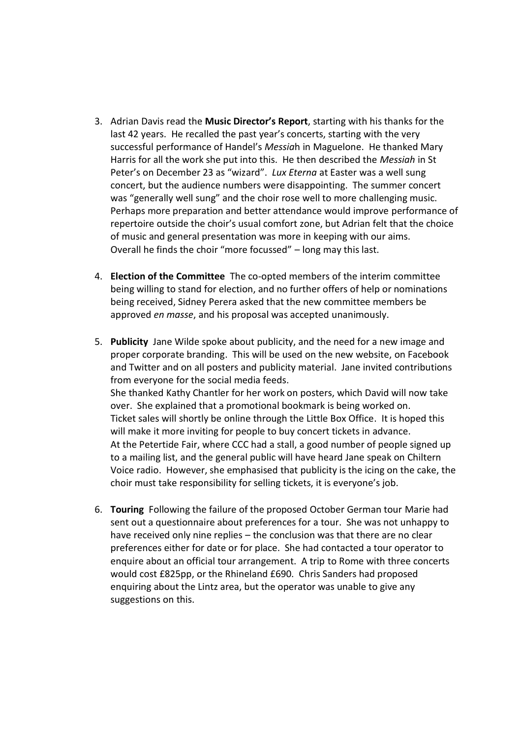3. Adrian Davis read the **Music Director's Report**, starting with his thanks for the last 42 years. He recalled the past year's concerts, starting with the very successful performance of Handel's *Messia*h in Maguelone. He thanked Mary Harris for all the work she put into this. He then described the *Messiah* in St Peter's on December 23 as "wizard". *Lux Eterna* at Easter was a well sung concert, but the audience numbers were disappointing. The summer concert was "generally well sung" and the choir rose well to more challenging music. Perhaps more preparation and better attendance would improve performance of repertoire outside the choir's usual comfort zone, but Adrian felt that the choice of music and general presentation was more in keeping with our aims. Overall he finds the choir "more focussed" – long may this last.

4. **Election of the Committee** The co-opted members of the interim committee being willing to stand for election, and no further offers of help or nominations being received, Sidney Perera asked that the new committee members be approved *en masse*, and his proposal was accepted unanimously.

5. **Publicity** Jane Wilde spoke about publicity, and the need for a new image and proper corporate branding. This will be used on the new website, on Facebook and Twitter and on all posters and publicity material. Jane invited contributions from everyone for the social media feeds.
   She thanked Kathy Chantler for her work on posters, which David will now take over. She explained that a promotional bookmark is being worked on.
   Ticket sales will shortly be online through the Little Box Office. It is hoped this will make it more inviting for people to buy concert tickets in advance.
   At the Petertide Fair, where CCC had a stall, a good number of people signed up to a mailing list, and the general public will have heard Jane speak on Chiltern Voice radio. However, she emphasised that publicity is the icing on the cake, the choir must take responsibility for selling tickets, it is everyone's job.

6. **Touring** Following the failure of the proposed October German tour Marie had sent out a questionnaire about preferences for a tour. She was not unhappy to have received only nine replies – the conclusion was that there are no clear preferences either for date or for place. She had contacted a tour operator to enquire about an official tour arrangement. A trip to Rome with three concerts would cost £825pp, or the Rhineland £690. Chris Sanders had proposed enquiring about the Lintz area, but the operator was unable to give any suggestions on this.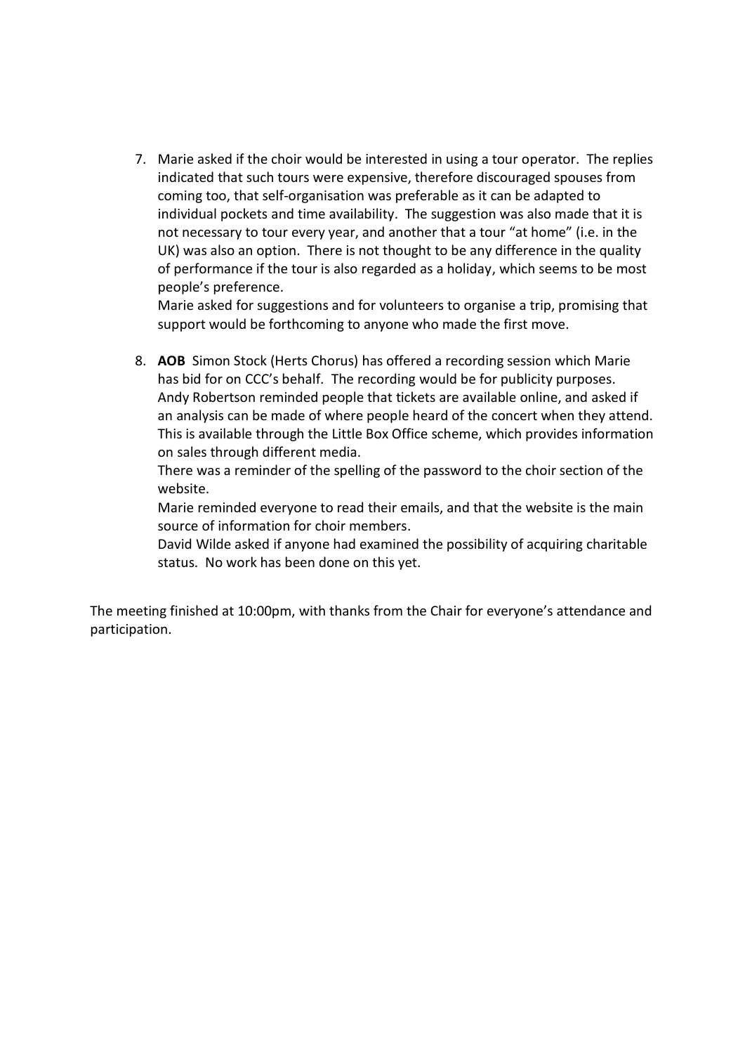7. Marie asked if the choir would be interested in using a tour operator. The replies indicated that such tours were expensive, therefore discouraged spouses from coming too, that self-organisation was preferable as it can be adapted to individual pockets and time availability. The suggestion was also made that it is not necessary to tour every year, and another that a tour "at home" (i.e. in the UK) was also an option. There is not thought to be any difference in the quality of performance if the tour is also regarded as a holiday, which seems to be most people's preference.
   Marie asked for suggestions and for volunteers to organise a trip, promising that support would be forthcoming to anyone who made the first move.

8. **AOB** Simon Stock (Herts Chorus) has offered a recording session which Marie has bid for on CCC's behalf. The recording would be for publicity purposes.
   Andy Robertson reminded people that tickets are available online, and asked if an analysis can be made of where people heard of the concert when they attend. This is available through the Little Box Office scheme, which provides information on sales through different media.
   There was a reminder of the spelling of the password to the choir section of the website.
   Marie reminded everyone to read their emails, and that the website is the main source of information for choir members.
   David Wilde asked if anyone had examined the possibility of acquiring charitable status. No work has been done on this yet.

The meeting finished at 10:00pm, with thanks from the Chair for everyone's attendance and participation.